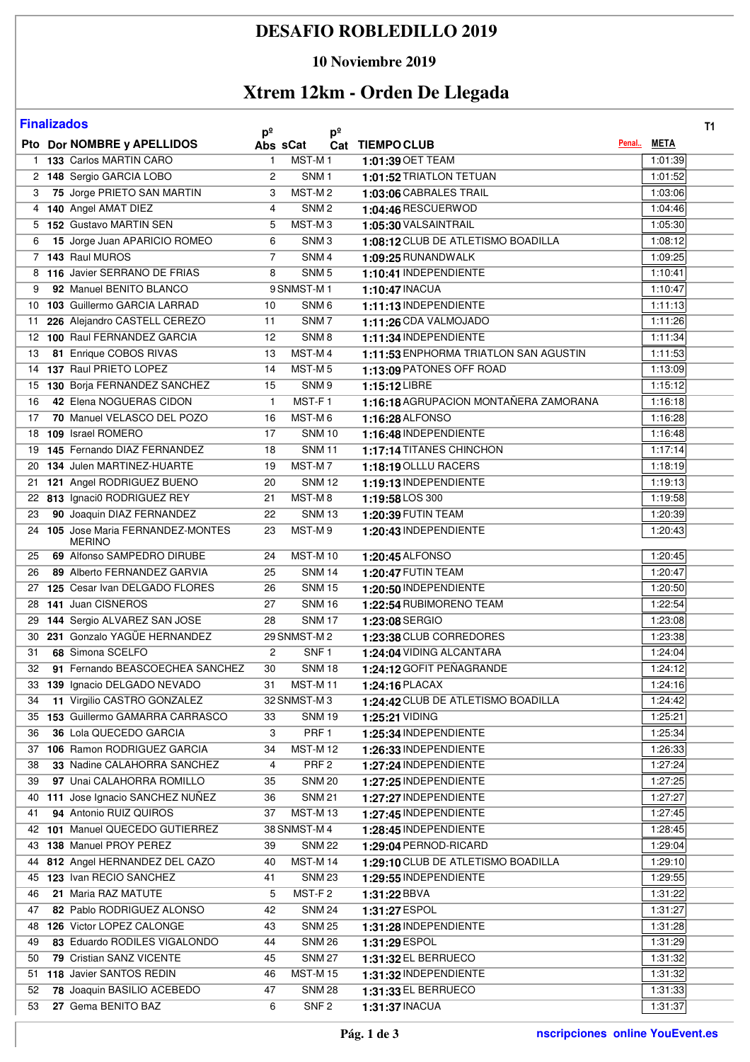# DESAFIO ROBLEDILLO 2019

## 10 Noviembre 2019

## Xtrem 12km - Orden De Llegada

**Finalizados** T1

| Pto | Dor | NOMBRE y APELLIDOS | pº Abs | sCat | pº Cat | TIEMPO | CLUB | Penal.. | META |
|---|---|---|---|---|---|---|---|---|---|
| 1 | 133 | Carlos MARTIN CARO | 1 | MST-M | 1 | 1:01:39 | OET TEAM | | 1:01:39 |
| 2 | 148 | Sergio GARCIA LOBO | 2 | SNM | 1 | 1:01:52 | TRIATLON TETUAN | | 1:01:52 |
| 3 | 75 | Jorge PRIETO SAN MARTIN | 3 | MST-M | 2 | 1:03:06 | CABRALES TRAIL | | 1:03:06 |
| 4 | 140 | Angel AMAT DIEZ | 4 | SNM | 2 | 1:04:46 | RESCUERWOD | | 1:04:46 |
| 5 | 152 | Gustavo MARTIN SEN | 5 | MST-M | 3 | 1:05:30 | VALSAINTRAIL | | 1:05:30 |
| 6 | 15 | Jorge Juan APARICIO ROMEO | 6 | SNM | 3 | 1:08:12 | CLUB DE ATLETISMO BOADILLA | | 1:08:12 |
| 7 | 143 | Raul MUROS | 7 | SNM | 4 | 1:09:25 | RUNANDWALK | | 1:09:25 |
| 8 | 116 | Javier SERRANO DE FRIAS | 8 | SNM | 5 | 1:10:41 | INDEPENDIENTE | | 1:10:41 |
| 9 | 92 | Manuel BENITO BLANCO | 9 | SNMST-M | 1 | 1:10:47 | INACUA | | 1:10:47 |
| 10 | 103 | Guillermo GARCIA LARRAD | 10 | SNM | 6 | 1:11:13 | INDEPENDIENTE | | 1:11:13 |
| 11 | 226 | Alejandro CASTELL CEREZO | 11 | SNM | 7 | 1:11:26 | CDA VALMOJADO | | 1:11:26 |
| 12 | 100 | Raul FERNANDEZ GARCIA | 12 | SNM | 8 | 1:11:34 | INDEPENDIENTE | | 1:11:34 |
| 13 | 81 | Enrique COBOS RIVAS | 13 | MST-M | 4 | 1:11:53 | ENPHORMA TRIATLON SAN AGUSTIN | | 1:11:53 |
| 14 | 137 | Raul PRIETO LOPEZ | 14 | MST-M | 5 | 1:13:09 | PATONES OFF ROAD | | 1:13:09 |
| 15 | 130 | Borja FERNANDEZ SANCHEZ | 15 | SNM | 9 | 1:15:12 | LIBRE | | 1:15:12 |
| 16 | 42 | Elena NOGUERAS CIDON | 1 | MST-F | 1 | 1:16:18 | AGRUPACION MONTAÑERA ZAMORANA | | 1:16:18 |
| 17 | 70 | Manuel VELASCO DEL POZO | 16 | MST-M | 6 | 1:16:28 | ALFONSO | | 1:16:28 |
| 18 | 109 | Israel ROMERO | 17 | SNM | 10 | 1:16:48 | INDEPENDIENTE | | 1:16:48 |
| 19 | 145 | Fernando DIAZ FERNANDEZ | 18 | SNM | 11 | 1:17:14 | TITANES CHINCHON | | 1:17:14 |
| 20 | 134 | Julen MARTINEZ-HUARTE | 19 | MST-M | 7 | 1:18:19 | OLLLU RACERS | | 1:18:19 |
| 21 | 121 | Angel RODRIGUEZ BUENO | 20 | SNM | 12 | 1:19:13 | INDEPENDIENTE | | 1:19:13 |
| 22 | 813 | Ignaci0 RODRIGUEZ REY | 21 | MST-M | 8 | 1:19:58 | LOS 300 | | 1:19:58 |
| 23 | 90 | Joaquin DIAZ FERNANDEZ | 22 | SNM | 13 | 1:20:39 | FUTIN TEAM | | 1:20:39 |
| 24 | 105 | Jose Maria FERNANDEZ-MONTES MERINO | 23 | MST-M | 9 | 1:20:43 | INDEPENDIENTE | | 1:20:43 |
| 25 | 69 | Alfonso SAMPEDRO DIRUBE | 24 | MST-M | 10 | 1:20:45 | ALFONSO | | 1:20:45 |
| 26 | 89 | Alberto FERNANDEZ GARVIA | 25 | SNM | 14 | 1:20:47 | FUTIN TEAM | | 1:20:47 |
| 27 | 125 | Cesar Ivan DELGADO FLORES | 26 | SNM | 15 | 1:20:50 | INDEPENDIENTE | | 1:20:50 |
| 28 | 141 | Juan CISNEROS | 27 | SNM | 16 | 1:22:54 | RUBIMORENO TEAM | | 1:22:54 |
| 29 | 144 | Sergio ALVAREZ SAN JOSE | 28 | SNM | 17 | 1:23:08 | SERGIO | | 1:23:08 |
| 30 | 231 | Gonzalo YAGÜE HERNANDEZ | 29 | SNMST-M | 2 | 1:23:38 | CLUB CORREDORES | | 1:23:38 |
| 31 | 68 | Simona SCELFO | 2 | SNF | 1 | 1:24:04 | VIDING ALCANTARA | | 1:24:04 |
| 32 | 91 | Fernando BEASCOECHEA SANCHEZ | 30 | SNM | 18 | 1:24:12 | GOFIT PEÑAGRANDE | | 1:24:12 |
| 33 | 139 | Ignacio DELGADO NEVADO | 31 | MST-M | 11 | 1:24:16 | PLACAX | | 1:24:16 |
| 34 | 11 | Virgilio CASTRO GONZALEZ | 32 | SNMST-M | 3 | 1:24:42 | CLUB DE ATLETISMO BOADILLA | | 1:24:42 |
| 35 | 153 | Guillermo GAMARRA CARRASCO | 33 | SNM | 19 | 1:25:21 | VIDING | | 1:25:21 |
| 36 | 36 | Lola QUECEDO GARCIA | 3 | PRF | 1 | 1:25:34 | INDEPENDIENTE | | 1:25:34 |
| 37 | 106 | Ramon RODRIGUEZ GARCIA | 34 | MST-M | 12 | 1:26:33 | INDEPENDIENTE | | 1:26:33 |
| 38 | 33 | Nadine CALAHORRA SANCHEZ | 4 | PRF | 2 | 1:27:24 | INDEPENDIENTE | | 1:27:24 |
| 39 | 97 | Unai CALAHORRA ROMILLO | 35 | SNM | 20 | 1:27:25 | INDEPENDIENTE | | 1:27:25 |
| 40 | 111 | Jose Ignacio SANCHEZ NUÑEZ | 36 | SNM | 21 | 1:27:27 | INDEPENDIENTE | | 1:27:27 |
| 41 | 94 | Antonio RUIZ QUIROS | 37 | MST-M | 13 | 1:27:45 | INDEPENDIENTE | | 1:27:45 |
| 42 | 101 | Manuel QUECEDO GUTIERREZ | 38 | SNMST-M | 4 | 1:28:45 | INDEPENDIENTE | | 1:28:45 |
| 43 | 138 | Manuel PROY PEREZ | 39 | SNM | 22 | 1:29:04 | PERNOD-RICARD | | 1:29:04 |
| 44 | 812 | Angel HERNANDEZ DEL CAZO | 40 | MST-M | 14 | 1:29:10 | CLUB DE ATLETISMO BOADILLA | | 1:29:10 |
| 45 | 123 | Ivan RECIO SANCHEZ | 41 | SNM | 23 | 1:29:55 | INDEPENDIENTE | | 1:29:55 |
| 46 | 21 | Maria RAZ MATUTE | 5 | MST-F | 2 | 1:31:22 | BBVA | | 1:31:22 |
| 47 | 82 | Pablo RODRIGUEZ ALONSO | 42 | SNM | 24 | 1:31:27 | ESPOL | | 1:31:27 |
| 48 | 126 | Victor LOPEZ CALONGE | 43 | SNM | 25 | 1:31:28 | INDEPENDIENTE | | 1:31:28 |
| 49 | 83 | Eduardo RODILES VIGALONDO | 44 | SNM | 26 | 1:31:29 | ESPOL | | 1:31:29 |
| 50 | 79 | Cristian SANZ VICENTE | 45 | SNM | 27 | 1:31:32 | EL BERRUECO | | 1:31:32 |
| 51 | 118 | Javier SANTOS REDIN | 46 | MST-M | 15 | 1:31:32 | INDEPENDIENTE | | 1:31:32 |
| 52 | 78 | Joaquin BASILIO ACEBEDO | 47 | SNM | 28 | 1:31:33 | EL BERRUECO | | 1:31:33 |
| 53 | 27 | Gema BENITO BAZ | 6 | SNF | 2 | 1:31:37 | INACUA | | 1:31:37 |

nscripciones online YouEvent.es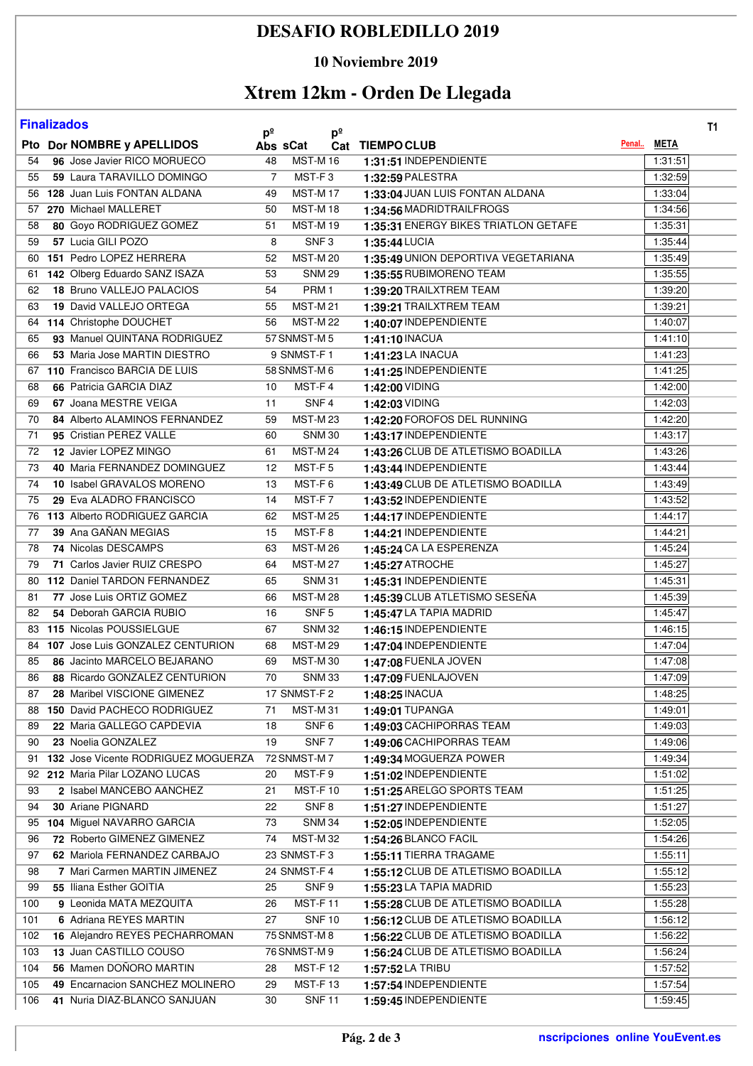# DESAFIO ROBLEDILLO 2019

## 10 Noviembre 2019

## Xtrem 12km - Orden De Llegada

**Finalizados**

T1

| Pto | Dor | NOMBRE y APELLIDOS | pº Abs | sCat | pº Cat | TIEMPO | CLUB | Penal.. | META |
|---|---|---|---|---|---|---|---|---|---|
| 54 | 96 | Jose Javier RICO MORUECO | 48 | MST-M | 16 | 1:31:51 | INDEPENDIENTE | | 1:31:51 |
| 55 | 59 | Laura TARAVILLO DOMINGO | 7 | MST-F | 3 | 1:32:59 | PALESTRA | | 1:32:59 |
| 56 | 128 | Juan Luis FONTAN ALDANA | 49 | MST-M | 17 | 1:33:04 | JUAN LUIS FONTAN ALDANA | | 1:33:04 |
| 57 | 270 | Michael MALLERET | 50 | MST-M | 18 | 1:34:56 | MADRIDTRAILFROGS | | 1:34:56 |
| 58 | 80 | Goyo RODRIGUEZ GOMEZ | 51 | MST-M | 19 | 1:35:31 | ENERGY BIKES TRIATLON GETAFE | | 1:35:31 |
| 59 | 57 | Lucia GILI POZO | 8 | SNF | 3 | 1:35:44 | LUCIA | | 1:35:44 |
| 60 | 151 | Pedro LOPEZ HERRERA | 52 | MST-M | 20 | 1:35:49 | UNION DEPORTIVA VEGETARIANA | | 1:35:49 |
| 61 | 142 | Olberg Eduardo SANZ ISAZA | 53 | SNM | 29 | 1:35:55 | RUBIMORENO TEAM | | 1:35:55 |
| 62 | 18 | Bruno VALLEJO PALACIOS | 54 | PRM | 1 | 1:39:20 | TRAILXTREM TEAM | | 1:39:20 |
| 63 | 19 | David VALLEJO ORTEGA | 55 | MST-M | 21 | 1:39:21 | TRAILXTREM TEAM | | 1:39:21 |
| 64 | 114 | Christophe DOUCHET | 56 | MST-M | 22 | 1:40:07 | INDEPENDIENTE | | 1:40:07 |
| 65 | 93 | Manuel QUINTANA RODRIGUEZ | 57 | SNMST-M | 5 | 1:41:10 | INACUA | | 1:41:10 |
| 66 | 53 | Maria Jose MARTIN DIESTRO | 9 | SNMST-F | 1 | 1:41:23 | LA INACUA | | 1:41:23 |
| 67 | 110 | Francisco BARCIA DE LUIS | 58 | SNMST-M | 6 | 1:41:25 | INDEPENDIENTE | | 1:41:25 |
| 68 | 66 | Patricia GARCIA DIAZ | 10 | MST-F | 4 | 1:42:00 | VIDING | | 1:42:00 |
| 69 | 67 | Joana MESTRE VEIGA | 11 | SNF | 4 | 1:42:03 | VIDING | | 1:42:03 |
| 70 | 84 | Alberto ALAMINOS FERNANDEZ | 59 | MST-M | 23 | 1:42:20 | FOROFOS DEL RUNNING | | 1:42:20 |
| 71 | 95 | Cristian PEREZ VALLE | 60 | SNM | 30 | 1:43:17 | INDEPENDIENTE | | 1:43:17 |
| 72 | 12 | Javier LOPEZ MINGO | 61 | MST-M | 24 | 1:43:26 | CLUB DE ATLETISMO BOADILLA | | 1:43:26 |
| 73 | 40 | Maria FERNANDEZ DOMINGUEZ | 12 | MST-F | 5 | 1:43:44 | INDEPENDIENTE | | 1:43:44 |
| 74 | 10 | Isabel GRAVALOS MORENO | 13 | MST-F | 6 | 1:43:49 | CLUB DE ATLETISMO BOADILLA | | 1:43:49 |
| 75 | 29 | Eva ALADRO FRANCISCO | 14 | MST-F | 7 | 1:43:52 | INDEPENDIENTE | | 1:43:52 |
| 76 | 113 | Alberto RODRIGUEZ GARCIA | 62 | MST-M | 25 | 1:44:17 | INDEPENDIENTE | | 1:44:17 |
| 77 | 39 | Ana GAÑAN MEGIAS | 15 | MST-F | 8 | 1:44:21 | INDEPENDIENTE | | 1:44:21 |
| 78 | 74 | Nicolas DESCAMPS | 63 | MST-M | 26 | 1:45:24 | CA LA ESPERENZA | | 1:45:24 |
| 79 | 71 | Carlos Javier RUIZ CRESPO | 64 | MST-M | 27 | 1:45:27 | ATROCHE | | 1:45:27 |
| 80 | 112 | Daniel TARDON FERNANDEZ | 65 | SNM | 31 | 1:45:31 | INDEPENDIENTE | | 1:45:31 |
| 81 | 77 | Jose Luis ORTIZ GOMEZ | 66 | MST-M | 28 | 1:45:39 | CLUB ATLETISMO SESEÑA | | 1:45:39 |
| 82 | 54 | Deborah GARCIA RUBIO | 16 | SNF | 5 | 1:45:47 | LA TAPIA MADRID | | 1:45:47 |
| 83 | 115 | Nicolas POUSSIELGUE | 67 | SNM | 32 | 1:46:15 | INDEPENDIENTE | | 1:46:15 |
| 84 | 107 | Jose Luis GONZALEZ CENTURION | 68 | MST-M | 29 | 1:47:04 | INDEPENDIENTE | | 1:47:04 |
| 85 | 86 | Jacinto MARCELO BEJARANO | 69 | MST-M | 30 | 1:47:08 | FUENLA JOVEN | | 1:47:08 |
| 86 | 88 | Ricardo GONZALEZ CENTURION | 70 | SNM | 33 | 1:47:09 | FUENLAJOVEN | | 1:47:09 |
| 87 | 28 | Maribel VISCIONE GIMENEZ | 17 | SNMST-F | 2 | 1:48:25 | INACUA | | 1:48:25 |
| 88 | 150 | David PACHECO RODRIGUEZ | 71 | MST-M | 31 | 1:49:01 | TUPANGA | | 1:49:01 |
| 89 | 22 | Maria GALLEGO CAPDEVIA | 18 | SNF | 6 | 1:49:03 | CACHIPORRAS TEAM | | 1:49:03 |
| 90 | 23 | Noelia GONZALEZ | 19 | SNF | 7 | 1:49:06 | CACHIPORRAS TEAM | | 1:49:06 |
| 91 | 132 | Jose Vicente RODRIGUEZ MOGUERZA | 72 | SNMST-M | 7 | 1:49:34 | MOGUERZA POWER | | 1:49:34 |
| 92 | 212 | Maria Pilar LOZANO LUCAS | 20 | MST-F | 9 | 1:51:02 | INDEPENDIENTE | | 1:51:02 |
| 93 | 2 | Isabel MANCEBO AANCHEZ | 21 | MST-F | 10 | 1:51:25 | ARELGO SPORTS TEAM | | 1:51:25 |
| 94 | 30 | Ariane PIGNARD | 22 | SNF | 8 | 1:51:27 | INDEPENDIENTE | | 1:51:27 |
| 95 | 104 | Miguel NAVARRO GARCIA | 73 | SNM | 34 | 1:52:05 | INDEPENDIENTE | | 1:52:05 |
| 96 | 72 | Roberto GIMENEZ GIMENEZ | 74 | MST-M | 32 | 1:54:26 | BLANCO FACIL | | 1:54:26 |
| 97 | 62 | Mariola FERNANDEZ CARBAJO | 23 | SNMST-F | 3 | 1:55:11 | TIERRA TRAGAME | | 1:55:11 |
| 98 | 7 | Mari Carmen MARTIN JIMENEZ | 24 | SNMST-F | 4 | 1:55:12 | CLUB DE ATLETISMO BOADILLA | | 1:55:12 |
| 99 | 55 | Iliana Esther GOITIA | 25 | SNF | 9 | 1:55:23 | LA TAPIA MADRID | | 1:55:23 |
| 100 | 9 | Leonida MATA MEZQUITA | 26 | MST-F | 11 | 1:55:28 | CLUB DE ATLETISMO BOADILLA | | 1:55:28 |
| 101 | 6 | Adriana REYES MARTIN | 27 | SNF | 10 | 1:56:12 | CLUB DE ATLETISMO BOADILLA | | 1:56:12 |
| 102 | 16 | Alejandro REYES PECHARROMAN | 75 | SNMST-M | 8 | 1:56:22 | CLUB DE ATLETISMO BOADILLA | | 1:56:22 |
| 103 | 13 | Juan CASTILLO COUSO | 76 | SNMST-M | 9 | 1:56:24 | CLUB DE ATLETISMO BOADILLA | | 1:56:24 |
| 104 | 56 | Mamen DOÑORO MARTIN | 28 | MST-F | 12 | 1:57:52 | LA TRIBU | | 1:57:52 |
| 105 | 49 | Encarnacion SANCHEZ MOLINERO | 29 | MST-F | 13 | 1:57:54 | INDEPENDIENTE | | 1:57:54 |
| 106 | 41 | Nuria DIAZ-BLANCO SANJUAN | 30 | SNF | 11 | 1:59:45 | INDEPENDIENTE | | 1:59:45 |

nscripciones online YouEvent.es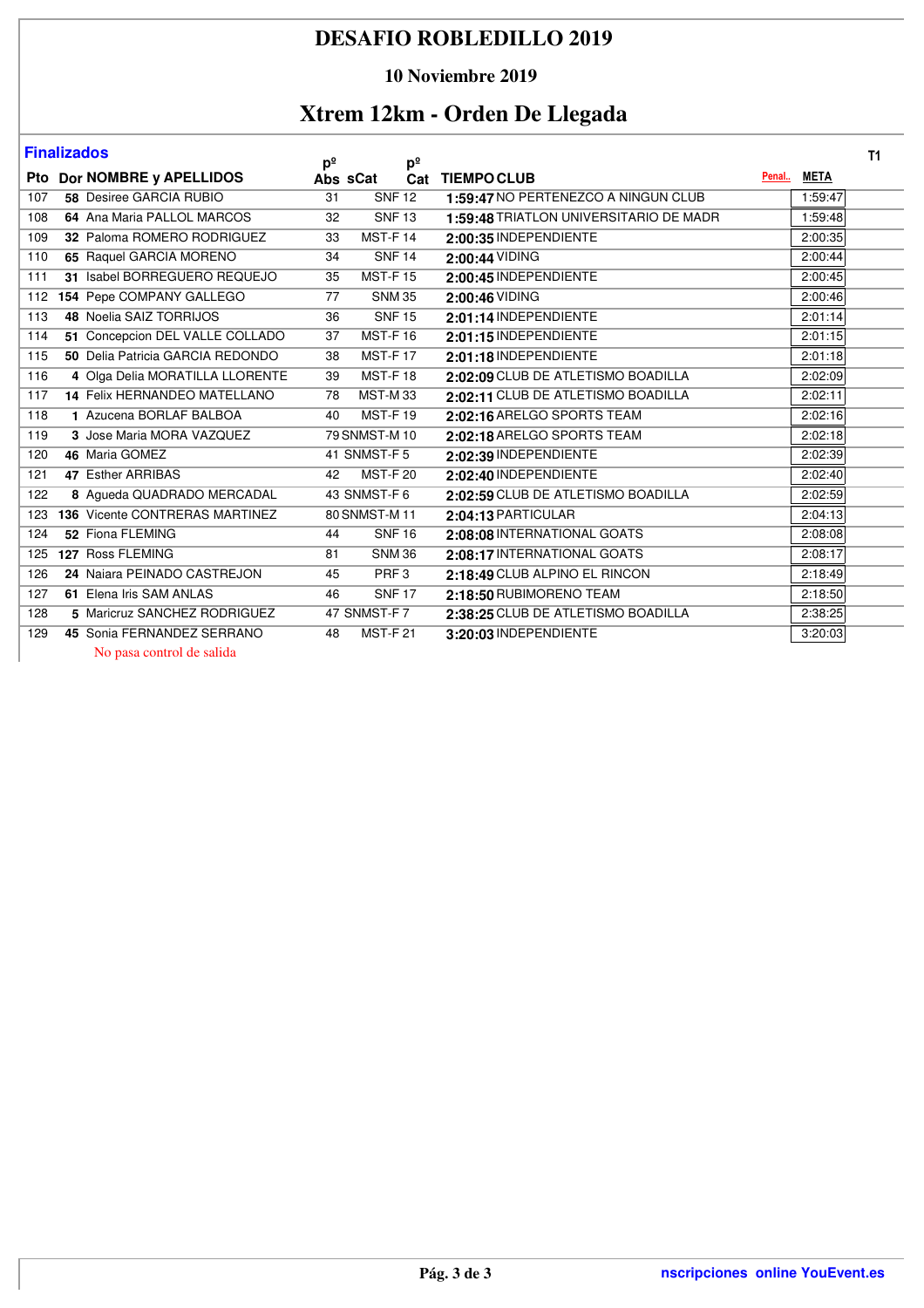# DESAFIO ROBLEDILLO 2019

### 10 Noviembre 2019

## Xtrem 12km - Orden De Llegada

**Finalizados** T1

| Pto | Dor | NOMBRE y APELLIDOS | pº Abs | sCat | pº Cat | TIEMPO | CLUB | Penal.. | META |
|---|---|---|---|---|---|---|---|---|---|
| 107 | **58** | Desiree GARCIA RUBIO | 31 | SNF | 12 | **1:59:47** | NO PERTENEZCO A NINGUN CLUB | | 1:59:47 |
| 108 | **64** | Ana Maria PALLOL MARCOS | 32 | SNF | 13 | **1:59:48** | TRIATLON UNIVERSITARIO DE MADR | | 1:59:48 |
| 109 | **32** | Paloma ROMERO RODRIGUEZ | 33 | MST-F | 14 | **2:00:35** | INDEPENDIENTE | | 2:00:35 |
| 110 | **65** | Raquel GARCIA MORENO | 34 | SNF | 14 | **2:00:44** | VIDING | | 2:00:44 |
| 111 | **31** | Isabel BORREGUERO REQUEJO | 35 | MST-F | 15 | **2:00:45** | INDEPENDIENTE | | 2:00:45 |
| 112 | **154** | Pepe COMPANY GALLEGO | 77 | SNM | 35 | **2:00:46** | VIDING | | 2:00:46 |
| 113 | **48** | Noelia SAIZ TORRIJOS | 36 | SNF | 15 | **2:01:14** | INDEPENDIENTE | | 2:01:14 |
| 114 | **51** | Concepcion DEL VALLE COLLADO | 37 | MST-F | 16 | **2:01:15** | INDEPENDIENTE | | 2:01:15 |
| 115 | **50** | Delia Patricia GARCIA REDONDO | 38 | MST-F | 17 | **2:01:18** | INDEPENDIENTE | | 2:01:18 |
| 116 | **4** | Olga Delia MORATILLA LLORENTE | 39 | MST-F | 18 | **2:02:09** | CLUB DE ATLETISMO BOADILLA | | 2:02:09 |
| 117 | **14** | Felix HERNANDEO MATELLANO | 78 | MST-M | 33 | **2:02:11** | CLUB DE ATLETISMO BOADILLA | | 2:02:11 |
| 118 | **1** | Azucena BORLAF BALBOA | 40 | MST-F | 19 | **2:02:16** | ARELGO SPORTS TEAM | | 2:02:16 |
| 119 | **3** | Jose Maria MORA VAZQUEZ | 79 | SNMST-M | 10 | **2:02:18** | ARELGO SPORTS TEAM | | 2:02:18 |
| 120 | **46** | Maria GOMEZ | 41 | SNMST-F | 5 | **2:02:39** | INDEPENDIENTE | | 2:02:39 |
| 121 | **47** | Esther ARRIBAS | 42 | MST-F | 20 | **2:02:40** | INDEPENDIENTE | | 2:02:40 |
| 122 | **8** | Agueda QUADRADO MERCADAL | 43 | SNMST-F | 6 | **2:02:59** | CLUB DE ATLETISMO BOADILLA | | 2:02:59 |
| 123 | **136** | Vicente CONTRERAS MARTINEZ | 80 | SNMST-M | 11 | **2:04:13** | PARTICULAR | | 2:04:13 |
| 124 | **52** | Fiona FLEMING | 44 | SNF | 16 | **2:08:08** | INTERNATIONAL GOATS | | 2:08:08 |
| 125 | **127** | Ross FLEMING | 81 | SNM | 36 | **2:08:17** | INTERNATIONAL GOATS | | 2:08:17 |
| 126 | **24** | Naiara PEINADO CASTREJON | 45 | PRF | 3 | **2:18:49** | CLUB ALPINO EL RINCON | | 2:18:49 |
| 127 | **61** | Elena Iris SAM ANLAS | 46 | SNF | 17 | **2:18:50** | RUBIMORENO TEAM | | 2:18:50 |
| 128 | **5** | Maricruz SANCHEZ RODRIGUEZ | 47 | SNMST-F | 7 | **2:38:25** | CLUB DE ATLETISMO BOADILLA | | 2:38:25 |
| 129 | **45** | Sonia FERNANDEZ SERRANO | 48 | MST-F | 21 | **3:20:03** | INDEPENDIENTE | | 3:20:03 |

No pasa control de salida

nscripciones online YouEvent.es